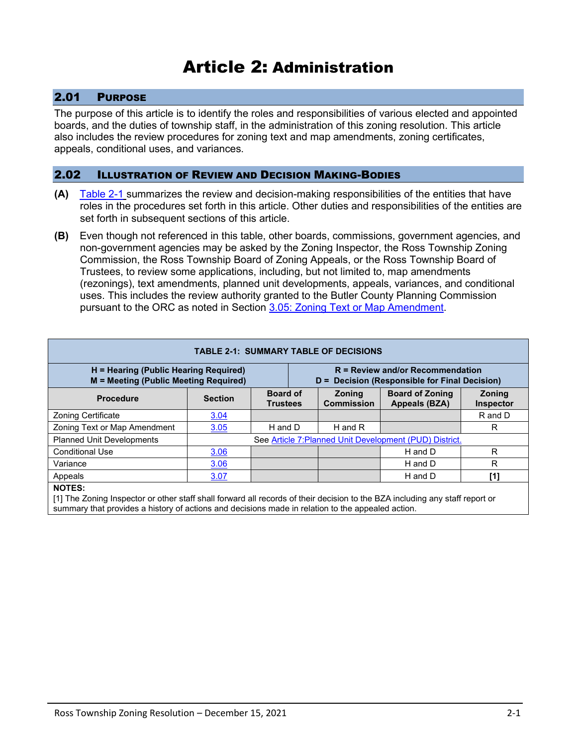# Article 2: Administration

## 2.01 Purpose

The purpose of this article is to identify the roles and responsibilities of various elected and appointed boards, and the duties of township staff, in the administration of this zoning resolution. This article also includes the review procedures for zoning text and map amendments, zoning certificates, appeals, conditional uses, and variances.

## 2.02 Illustration of Review and Decision Making-Bodies

**(A)** Table 2-1 summarizes the review and decision-making responsibilities of the entities that have roles in the procedures set forth in this article. Other duties and responsibilities of the entities are set forth in subsequent sections of this article.

**(B)** Even though not referenced in this table, other boards, commissions, government agencies, and non-government agencies may be asked by the Zoning Inspector, the Ross Township Zoning Commission, the Ross Township Board of Zoning Appeals, or the Ross Township Board of Trustees, to review some applications, including, but not limited to, map amendments (rezonings), text amendments, planned unit developments, appeals, variances, and conditional uses. This includes the review authority granted to the Butler County Planning Commission pursuant to the ORC as noted in Section 3.05: Zoning Text or Map Amendment.

**TABLE 2-1: SUMMARY TABLE OF DECISIONS**

| H = Hearing (Public Hearing Required)<br>M = Meeting (Public Meeting Required) | | R = Review and/or Recommendation<br>D = Decision (Responsible for Final Decision) | | | |
|---|---|---|---|---|---|
| **Procedure** | **Section** | **Board of Trustees** | **Zoning Commission** | **Board of Zoning Appeals (BZA)** | **Zoning Inspector** |
| Zoning Certificate | 3.04 | | | | R and D |
| Zoning Text or Map Amendment | 3.05 | H and D | H and R | | R |
| Planned Unit Developments | See Article 7:Planned Unit Development (PUD) District. | | | | |
| Conditional Use | 3.06 | | | H and D | R |
| Variance | 3.06 | | | H and D | R |
| Appeals | 3.07 | | | H and D | **[1]** |

**NOTES:**

[1] The Zoning Inspector or other staff shall forward all records of their decision to the BZA including any staff report or summary that provides a history of actions and decisions made in relation to the appealed action.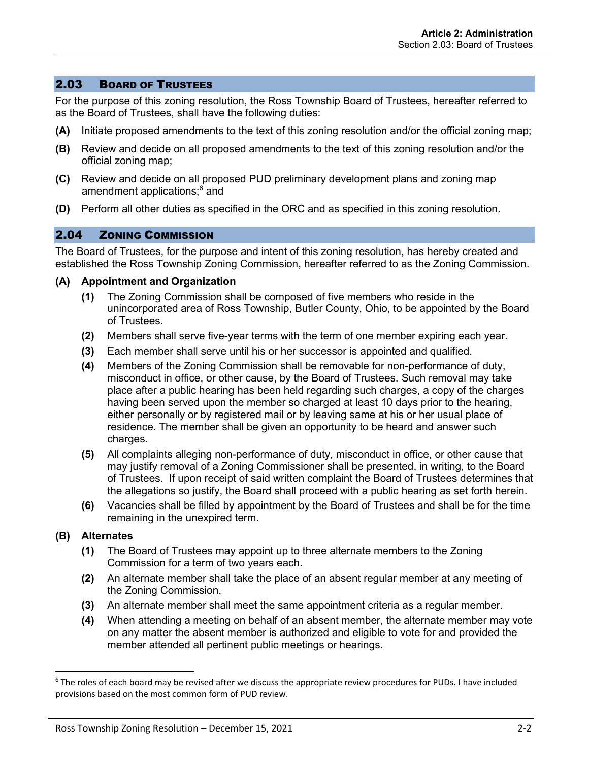## 2.03 BOARD OF TRUSTEES

For the purpose of this zoning resolution, the Ross Township Board of Trustees, hereafter referred to as the Board of Trustees, shall have the following duties:

**(A)** Initiate proposed amendments to the text of this zoning resolution and/or the official zoning map;

**(B)** Review and decide on all proposed amendments to the text of this zoning resolution and/or the official zoning map;

**(C)** Review and decide on all proposed PUD preliminary development plans and zoning map amendment applications;[6] and

**(D)** Perform all other duties as specified in the ORC and as specified in this zoning resolution.

## 2.04 ZONING COMMISSION

The Board of Trustees, for the purpose and intent of this zoning resolution, has hereby created and established the Ross Township Zoning Commission, hereafter referred to as the Zoning Commission.

### (A) Appointment and Organization

**(1)** The Zoning Commission shall be composed of five members who reside in the unincorporated area of Ross Township, Butler County, Ohio, to be appointed by the Board of Trustees.

**(2)** Members shall serve five-year terms with the term of one member expiring each year.

**(3)** Each member shall serve until his or her successor is appointed and qualified.

**(4)** Members of the Zoning Commission shall be removable for non-performance of duty, misconduct in office, or other cause, by the Board of Trustees. Such removal may take place after a public hearing has been held regarding such charges, a copy of the charges having been served upon the member so charged at least 10 days prior to the hearing, either personally or by registered mail or by leaving same at his or her usual place of residence. The member shall be given an opportunity to be heard and answer such charges.

**(5)** All complaints alleging non-performance of duty, misconduct in office, or other cause that may justify removal of a Zoning Commissioner shall be presented, in writing, to the Board of Trustees. If upon receipt of said written complaint the Board of Trustees determines that the allegations so justify, the Board shall proceed with a public hearing as set forth herein.

**(6)** Vacancies shall be filled by appointment by the Board of Trustees and shall be for the time remaining in the unexpired term.

### (B) Alternates

**(1)** The Board of Trustees may appoint up to three alternate members to the Zoning Commission for a term of two years each.

**(2)** An alternate member shall take the place of an absent regular member at any meeting of the Zoning Commission.

**(3)** An alternate member shall meet the same appointment criteria as a regular member.

**(4)** When attending a meeting on behalf of an absent member, the alternate member may vote on any matter the absent member is authorized and eligible to vote for and provided the member attended all pertinent public meetings or hearings.

---

[6] The roles of each board may be revised after we discuss the appropriate review procedures for PUDs. I have included provisions based on the most common form of PUD review.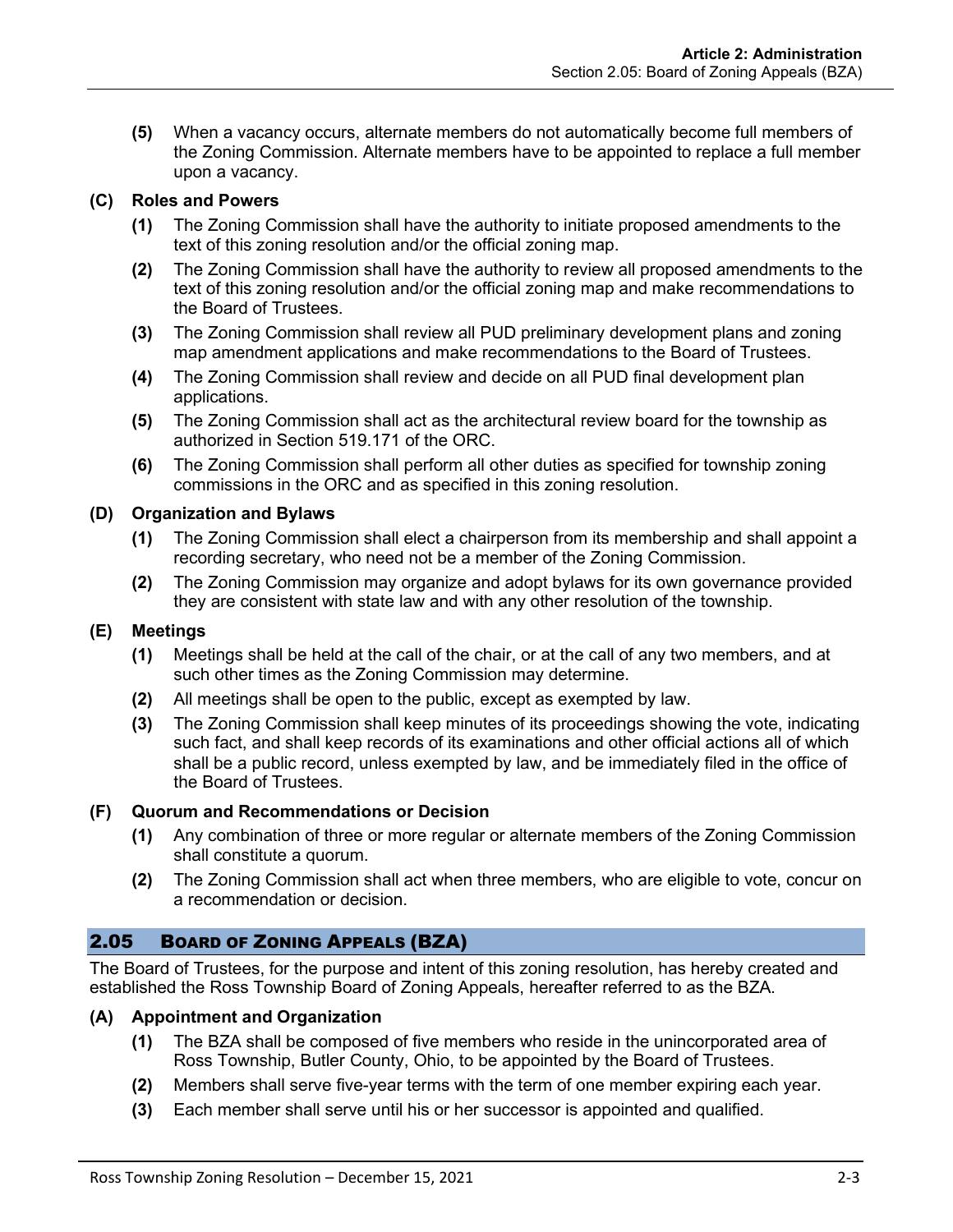**(5)** When a vacancy occurs, alternate members do not automatically become full members of the Zoning Commission. Alternate members have to be appointed to replace a full member upon a vacancy.

**(C) Roles and Powers**

**(1)** The Zoning Commission shall have the authority to initiate proposed amendments to the text of this zoning resolution and/or the official zoning map.

**(2)** The Zoning Commission shall have the authority to review all proposed amendments to the text of this zoning resolution and/or the official zoning map and make recommendations to the Board of Trustees.

**(3)** The Zoning Commission shall review all PUD preliminary development plans and zoning map amendment applications and make recommendations to the Board of Trustees.

**(4)** The Zoning Commission shall review and decide on all PUD final development plan applications.

**(5)** The Zoning Commission shall act as the architectural review board for the township as authorized in Section 519.171 of the ORC.

**(6)** The Zoning Commission shall perform all other duties as specified for township zoning commissions in the ORC and as specified in this zoning resolution.

**(D) Organization and Bylaws**

**(1)** The Zoning Commission shall elect a chairperson from its membership and shall appoint a recording secretary, who need not be a member of the Zoning Commission.

**(2)** The Zoning Commission may organize and adopt bylaws for its own governance provided they are consistent with state law and with any other resolution of the township.

**(E) Meetings**

**(1)** Meetings shall be held at the call of the chair, or at the call of any two members, and at such other times as the Zoning Commission may determine.

**(2)** All meetings shall be open to the public, except as exempted by law.

**(3)** The Zoning Commission shall keep minutes of its proceedings showing the vote, indicating such fact, and shall keep records of its examinations and other official actions all of which shall be a public record, unless exempted by law, and be immediately filed in the office of the Board of Trustees.

**(F) Quorum and Recommendations or Decision**

**(1)** Any combination of three or more regular or alternate members of the Zoning Commission shall constitute a quorum.

**(2)** The Zoning Commission shall act when three members, who are eligible to vote, concur on a recommendation or decision.

## 2.05 Board of Zoning Appeals (BZA)

The Board of Trustees, for the purpose and intent of this zoning resolution, has hereby created and established the Ross Township Board of Zoning Appeals, hereafter referred to as the BZA.

**(A) Appointment and Organization**

**(1)** The BZA shall be composed of five members who reside in the unincorporated area of Ross Township, Butler County, Ohio, to be appointed by the Board of Trustees.

**(2)** Members shall serve five-year terms with the term of one member expiring each year.

**(3)** Each member shall serve until his or her successor is appointed and qualified.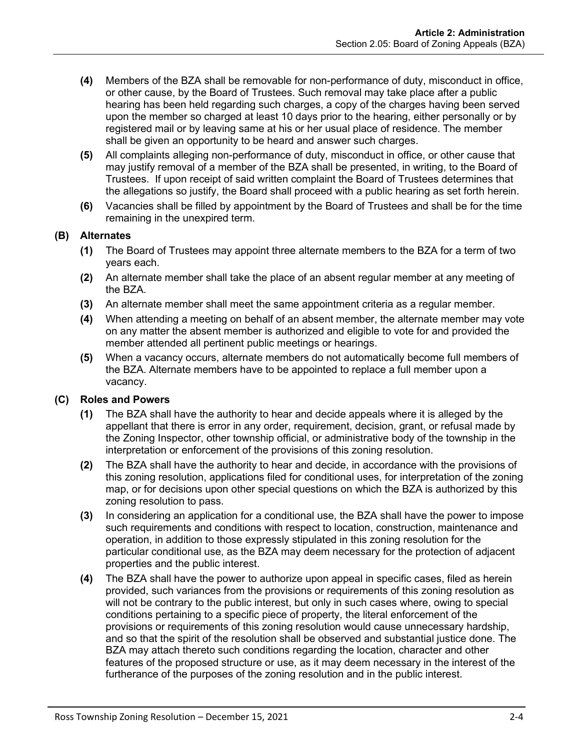**(4)** Members of the BZA shall be removable for non-performance of duty, misconduct in office, or other cause, by the Board of Trustees. Such removal may take place after a public hearing has been held regarding such charges, a copy of the charges having been served upon the member so charged at least 10 days prior to the hearing, either personally or by registered mail or by leaving same at his or her usual place of residence. The member shall be given an opportunity to be heard and answer such charges.

**(5)** All complaints alleging non-performance of duty, misconduct in office, or other cause that may justify removal of a member of the BZA shall be presented, in writing, to the Board of Trustees. If upon receipt of said written complaint the Board of Trustees determines that the allegations so justify, the Board shall proceed with a public hearing as set forth herein.

**(6)** Vacancies shall be filled by appointment by the Board of Trustees and shall be for the time remaining in the unexpired term.

### (B) Alternates

**(1)** The Board of Trustees may appoint three alternate members to the BZA for a term of two years each.

**(2)** An alternate member shall take the place of an absent regular member at any meeting of the BZA.

**(3)** An alternate member shall meet the same appointment criteria as a regular member.

**(4)** When attending a meeting on behalf of an absent member, the alternate member may vote on any matter the absent member is authorized and eligible to vote for and provided the member attended all pertinent public meetings or hearings.

**(5)** When a vacancy occurs, alternate members do not automatically become full members of the BZA. Alternate members have to be appointed to replace a full member upon a vacancy.

### (C) Roles and Powers

**(1)** The BZA shall have the authority to hear and decide appeals where it is alleged by the appellant that there is error in any order, requirement, decision, grant, or refusal made by the Zoning Inspector, other township official, or administrative body of the township in the interpretation or enforcement of the provisions of this zoning resolution.

**(2)** The BZA shall have the authority to hear and decide, in accordance with the provisions of this zoning resolution, applications filed for conditional uses, for interpretation of the zoning map, or for decisions upon other special questions on which the BZA is authorized by this zoning resolution to pass.

**(3)** In considering an application for a conditional use, the BZA shall have the power to impose such requirements and conditions with respect to location, construction, maintenance and operation, in addition to those expressly stipulated in this zoning resolution for the particular conditional use, as the BZA may deem necessary for the protection of adjacent properties and the public interest.

**(4)** The BZA shall have the power to authorize upon appeal in specific cases, filed as herein provided, such variances from the provisions or requirements of this zoning resolution as will not be contrary to the public interest, but only in such cases where, owing to special conditions pertaining to a specific piece of property, the literal enforcement of the provisions or requirements of this zoning resolution would cause unnecessary hardship, and so that the spirit of the resolution shall be observed and substantial justice done. The BZA may attach thereto such conditions regarding the location, character and other features of the proposed structure or use, as it may deem necessary in the interest of the furtherance of the purposes of the zoning resolution and in the public interest.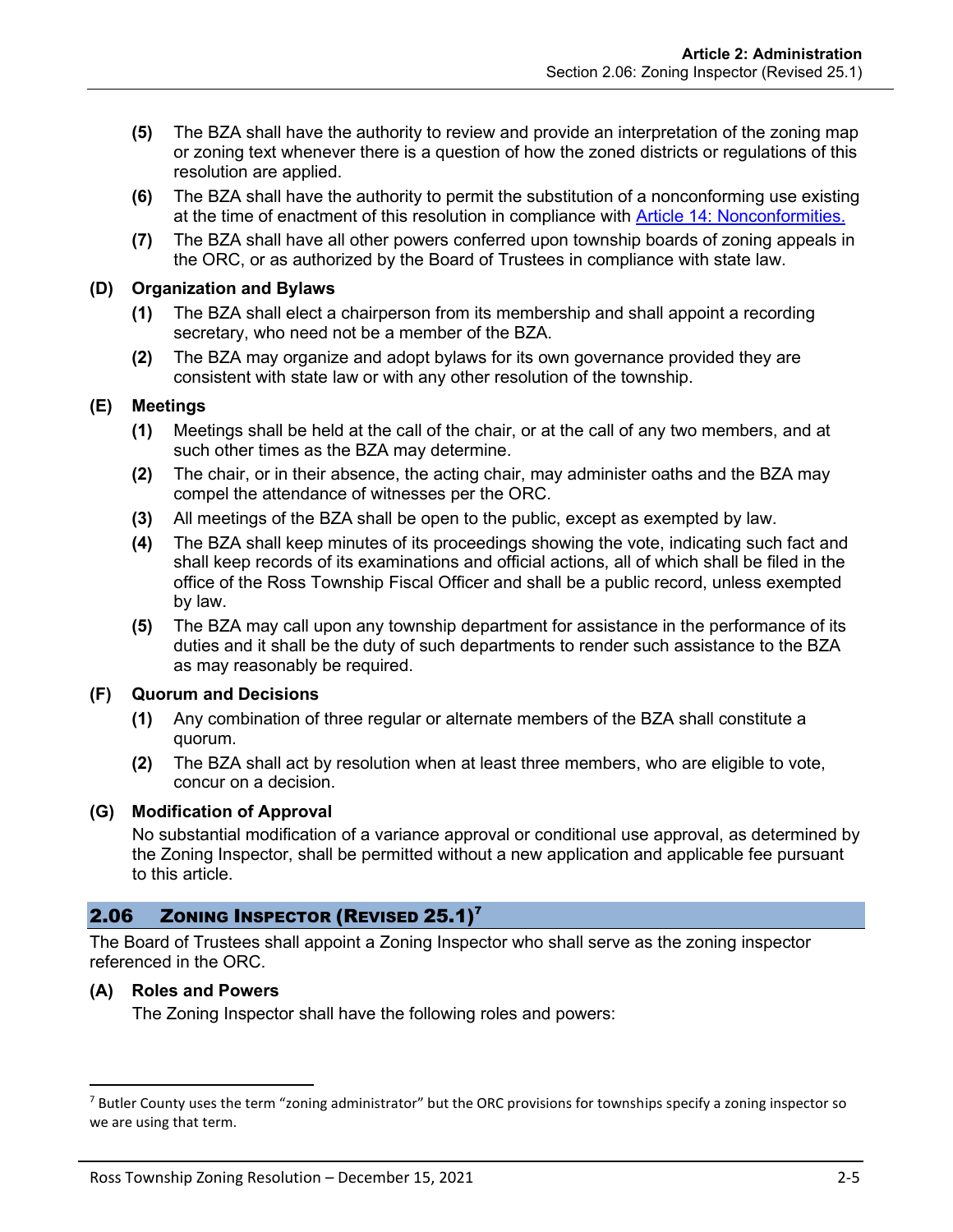(5) The BZA shall have the authority to review and provide an interpretation of the zoning map or zoning text whenever there is a question of how the zoned districts or regulations of this resolution are applied.

(6) The BZA shall have the authority to permit the substitution of a nonconforming use existing at the time of enactment of this resolution in compliance with [Article 14: Nonconformities.]

(7) The BZA shall have all other powers conferred upon township boards of zoning appeals in the ORC, or as authorized by the Board of Trustees in compliance with state law.

**(D) Organization and Bylaws**

(1) The BZA shall elect a chairperson from its membership and shall appoint a recording secretary, who need not be a member of the BZA.

(2) The BZA may organize and adopt bylaws for its own governance provided they are consistent with state law or with any other resolution of the township.

**(E) Meetings**

(1) Meetings shall be held at the call of the chair, or at the call of any two members, and at such other times as the BZA may determine.

(2) The chair, or in their absence, the acting chair, may administer oaths and the BZA may compel the attendance of witnesses per the ORC.

(3) All meetings of the BZA shall be open to the public, except as exempted by law.

(4) The BZA shall keep minutes of its proceedings showing the vote, indicating such fact and shall keep records of its examinations and official actions, all of which shall be filed in the office of the Ross Township Fiscal Officer and shall be a public record, unless exempted by law.

(5) The BZA may call upon any township department for assistance in the performance of its duties and it shall be the duty of such departments to render such assistance to the BZA as may reasonably be required.

**(F) Quorum and Decisions**

(1) Any combination of three regular or alternate members of the BZA shall constitute a quorum.

(2) The BZA shall act by resolution when at least three members, who are eligible to vote, concur on a decision.

**(G) Modification of Approval**

No substantial modification of a variance approval or conditional use approval, as determined by the Zoning Inspector, shall be permitted without a new application and applicable fee pursuant to this article.

## 2.06 Zoning Inspector (Revised 25.1)[7]

The Board of Trustees shall appoint a Zoning Inspector who shall serve as the zoning inspector referenced in the ORC.

**(A) Roles and Powers**

The Zoning Inspector shall have the following roles and powers:

[7] Butler County uses the term "zoning administrator" but the ORC provisions for townships specify a zoning inspector so we are using that term.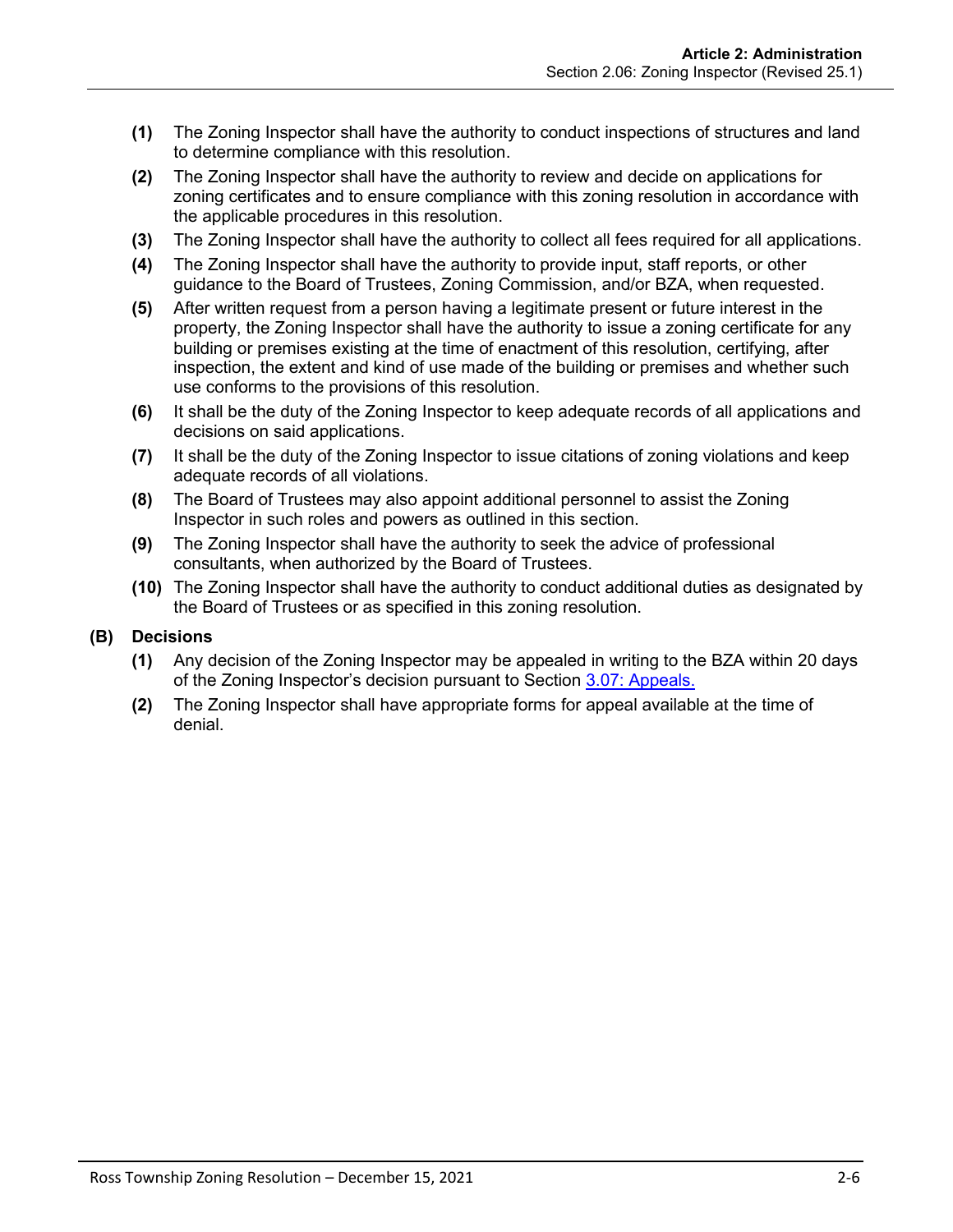**(1)** The Zoning Inspector shall have the authority to conduct inspections of structures and land to determine compliance with this resolution.

**(2)** The Zoning Inspector shall have the authority to review and decide on applications for zoning certificates and to ensure compliance with this zoning resolution in accordance with the applicable procedures in this resolution.

**(3)** The Zoning Inspector shall have the authority to collect all fees required for all applications.

**(4)** The Zoning Inspector shall have the authority to provide input, staff reports, or other guidance to the Board of Trustees, Zoning Commission, and/or BZA, when requested.

**(5)** After written request from a person having a legitimate present or future interest in the property, the Zoning Inspector shall have the authority to issue a zoning certificate for any building or premises existing at the time of enactment of this resolution, certifying, after inspection, the extent and kind of use made of the building or premises and whether such use conforms to the provisions of this resolution.

**(6)** It shall be the duty of the Zoning Inspector to keep adequate records of all applications and decisions on said applications.

**(7)** It shall be the duty of the Zoning Inspector to issue citations of zoning violations and keep adequate records of all violations.

**(8)** The Board of Trustees may also appoint additional personnel to assist the Zoning Inspector in such roles and powers as outlined in this section.

**(9)** The Zoning Inspector shall have the authority to seek the advice of professional consultants, when authorized by the Board of Trustees.

**(10)** The Zoning Inspector shall have the authority to conduct additional duties as designated by the Board of Trustees or as specified in this zoning resolution.

### (B) Decisions

**(1)** Any decision of the Zoning Inspector may be appealed in writing to the BZA within 20 days of the Zoning Inspector's decision pursuant to Section 3.07: Appeals.

**(2)** The Zoning Inspector shall have appropriate forms for appeal available at the time of denial.